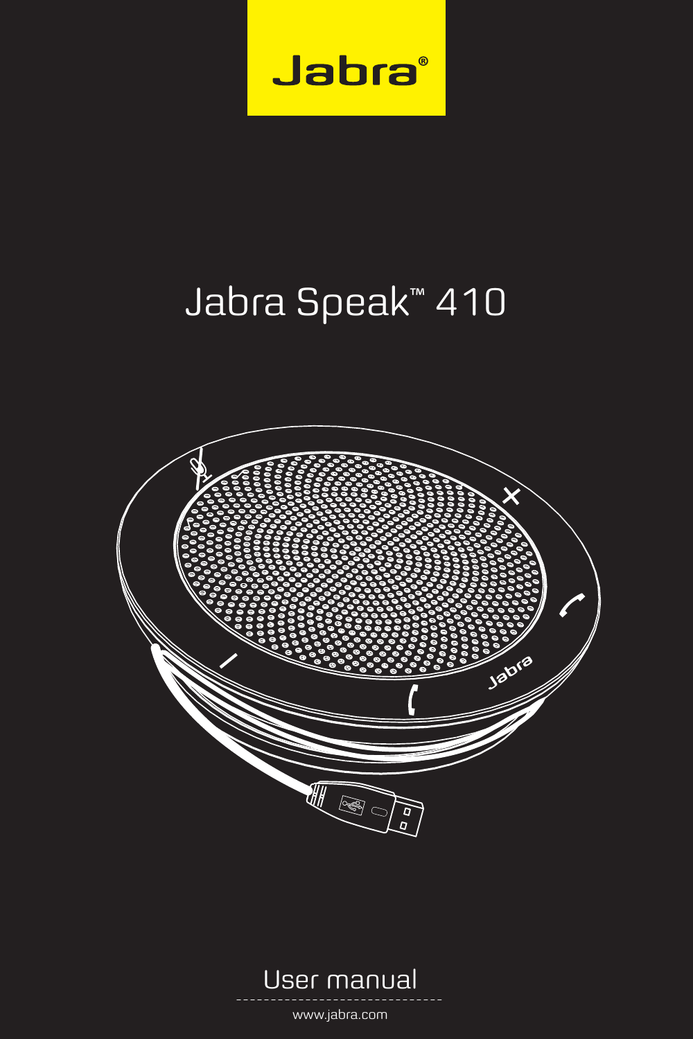Jabra®

# Jabra Speak™ 410

User manual

www.jabra.com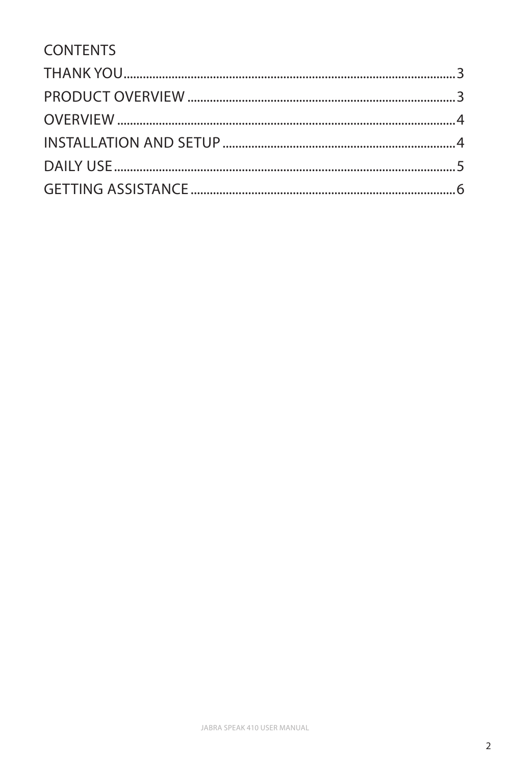# CONTENTS

THANK YOU......................................................................................................3

PRODUCT OVERVIEW ..................................................................................3

OVERVIEW ......................................................................................................4

INSTALLATION AND SETUP .......................................................................4

DAILY USE........................................................................................................5

GETTING ASSISTANCE .................................................................................6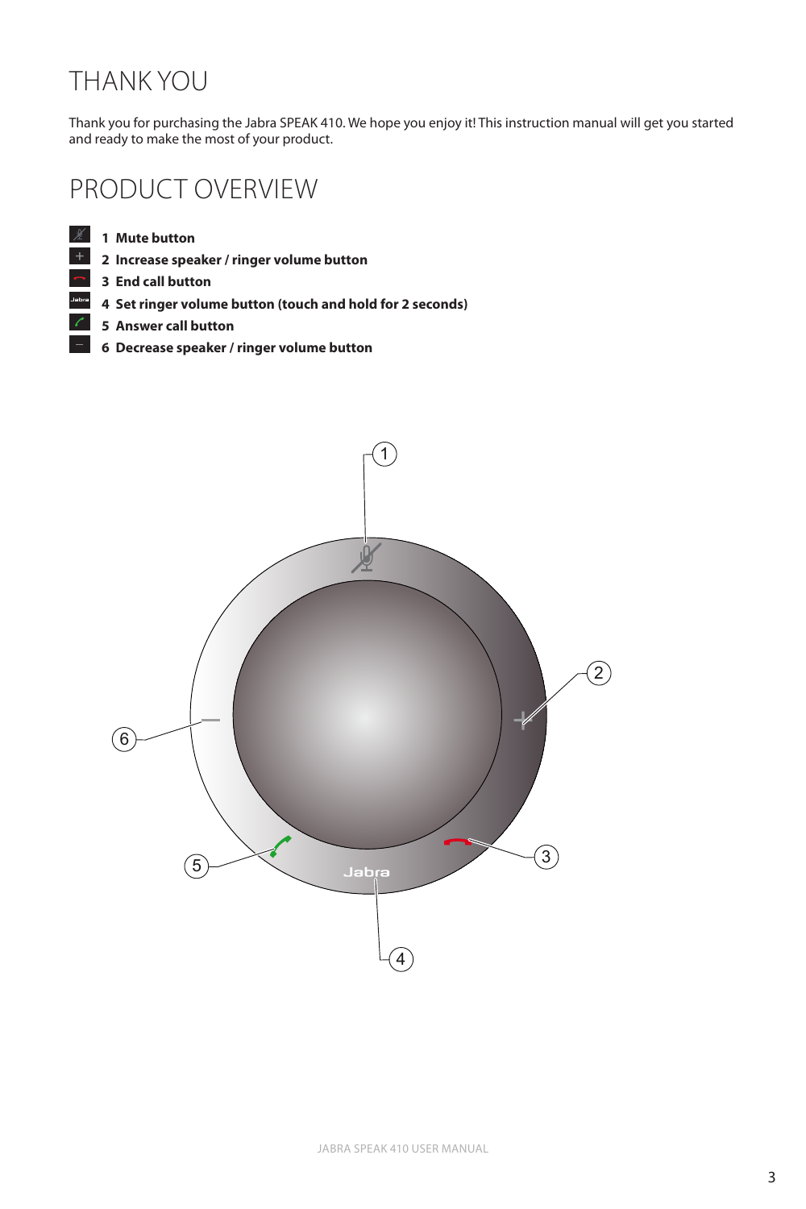# THANK YOU

Thank you for purchasing the Jabra SPEAK 410. We hope you enjoy it! This instruction manual will get you started and ready to make the most of your product.

# PRODUCT OVERVIEW

- **1 Mute button**
- **2 Increase speaker / ringer volume button**
- **3 End call button**
- **4 Set ringer volume button (touch and hold for 2 seconds)**
- **5 Answer call button**
- **6 Decrease speaker / ringer volume button**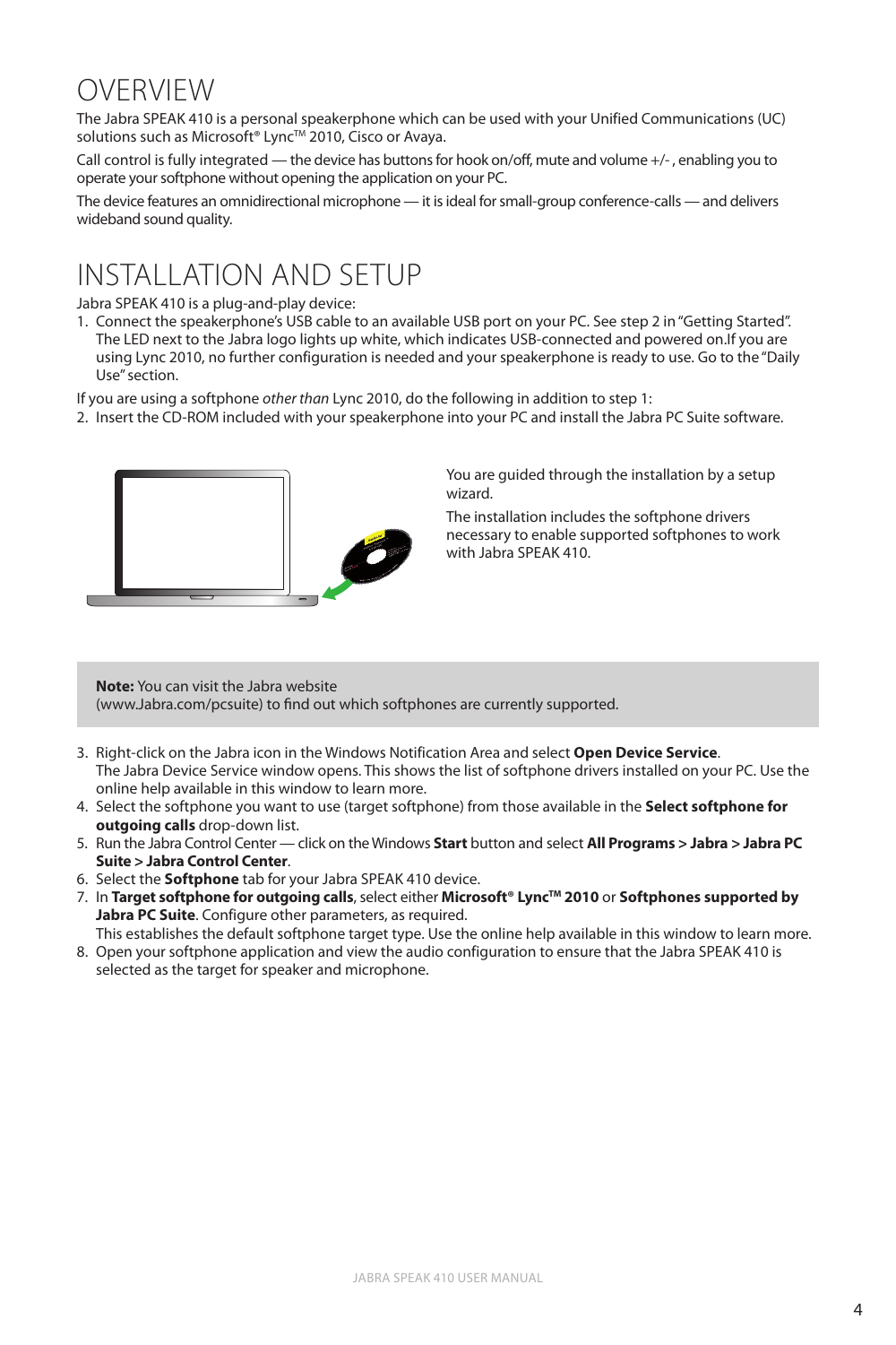# OVERVIEW

The Jabra SPEAK 410 is a personal speakerphone which can be used with your Unified Communications (UC) solutions such as Microsoft® Lync™ 2010, Cisco or Avaya.

Call control is fully integrated — the device has buttons for hook on/off, mute and volume +/- , enabling you to operate your softphone without opening the application on your PC.

The device features an omnidirectional microphone — it is ideal for small-group conference-calls — and delivers wideband sound quality.

# INSTALLATION AND SETUP

Jabra SPEAK 410 is a plug-and-play device:

1. Connect the speakerphone's USB cable to an available USB port on your PC. See step 2 in "Getting Started". The LED next to the Jabra logo lights up white, which indicates USB-connected and powered on.If you are using Lync 2010, no further configuration is needed and your speakerphone is ready to use. Go to the "Daily Use" section.

If you are using a softphone *other than* Lync 2010, do the following in addition to step 1:

2. Insert the CD-ROM included with your speakerphone into your PC and install the Jabra PC Suite software.

You are guided through the installation by a setup wizard.

The installation includes the softphone drivers necessary to enable supported softphones to work with Jabra SPEAK 410.

**Note:** You can visit the Jabra website (www.Jabra.com/pcsuite) to find out which softphones are currently supported.

3. Right-click on the Jabra icon in the Windows Notification Area and select **Open Device Service**. The Jabra Device Service window opens. This shows the list of softphone drivers installed on your PC. Use the online help available in this window to learn more.
4. Select the softphone you want to use (target softphone) from those available in the **Select softphone for outgoing calls** drop-down list.
5. Run the Jabra Control Center — click on the Windows **Start** button and select **All Programs > Jabra > Jabra PC Suite > Jabra Control Center**.
6. Select the **Softphone** tab for your Jabra SPEAK 410 device.
7. In **Target softphone for outgoing calls**, select either **Microsoft® Lync™ 2010** or **Softphones supported by Jabra PC Suite**. Configure other parameters, as required. This establishes the default softphone target type. Use the online help available in this window to learn more.
8. Open your softphone application and view the audio configuration to ensure that the Jabra SPEAK 410 is selected as the target for speaker and microphone.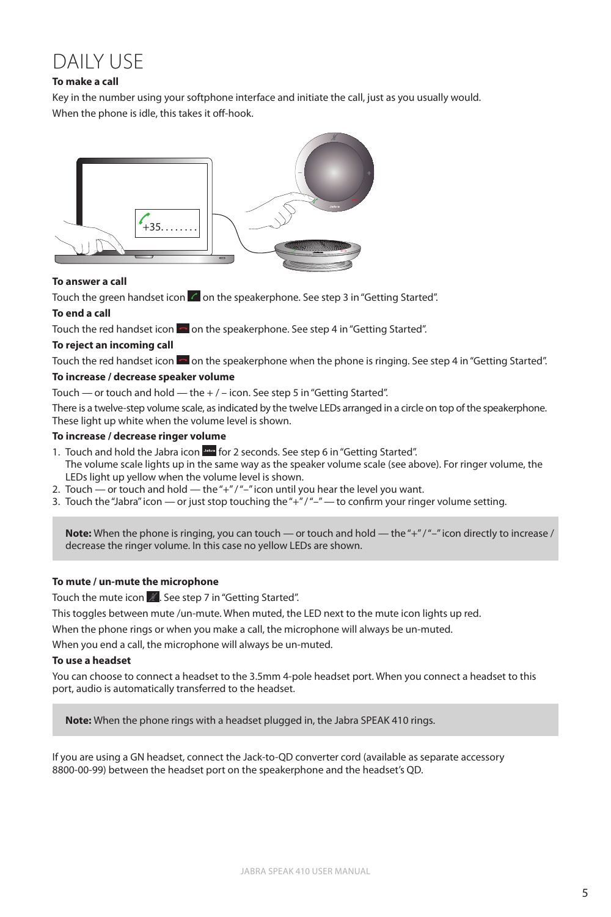# DAILY USE

**To make a call**

Key in the number using your softphone interface and initiate the call, just as you usually would. When the phone is idle, this takes it off-hook.

**To answer a call**

Touch the green handset icon on the speakerphone. See step 3 in "Getting Started".

**To end a call**

Touch the red handset icon on the speakerphone. See step 4 in "Getting Started".

**To reject an incoming call**

Touch the red handset icon on the speakerphone when the phone is ringing. See step 4 in "Getting Started".

**To increase / decrease speaker volume**

Touch — or touch and hold — the + / – icon. See step 5 in "Getting Started".

There is a twelve-step volume scale, as indicated by the twelve LEDs arranged in a circle on top of the speakerphone. These light up white when the volume level is shown.

**To increase / decrease ringer volume**

1. Touch and hold the Jabra icon for 2 seconds. See step 6 in "Getting Started". The volume scale lights up in the same way as the speaker volume scale (see above). For ringer volume, the LEDs light up yellow when the volume level is shown.
2. Touch — or touch and hold — the "+" / "–" icon until you hear the level you want.
3. Touch the "Jabra" icon — or just stop touching the "+" / "–" — to confirm your ringer volume setting.

**Note:** When the phone is ringing, you can touch — or touch and hold — the "+" / "–" icon directly to increase / decrease the ringer volume. In this case no yellow LEDs are shown.

**To mute / un-mute the microphone**

Touch the mute icon . See step 7 in "Getting Started".

This toggles between mute /un-mute. When muted, the LED next to the mute icon lights up red.

When the phone rings or when you make a call, the microphone will always be un-muted.

When you end a call, the microphone will always be un-muted.

**To use a headset**

You can choose to connect a headset to the 3.5mm 4-pole headset port. When you connect a headset to this port, audio is automatically transferred to the headset.

**Note:** When the phone rings with a headset plugged in, the Jabra SPEAK 410 rings.

If you are using a GN headset, connect the Jack-to-QD converter cord (available as separate accessory 8800-00-99) between the headset port on the speakerphone and the headset's QD.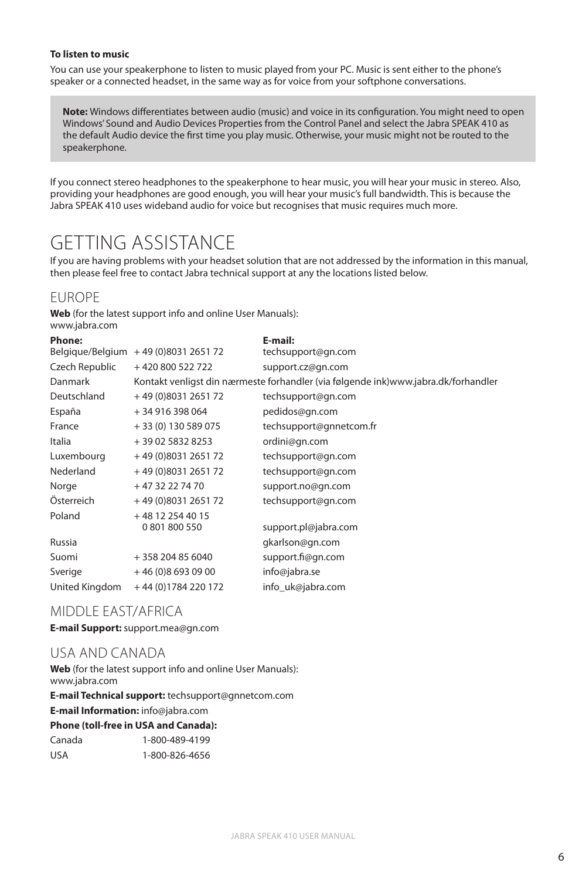**To listen to music**

You can use your speakerphone to listen to music played from your PC. Music is sent either to the phone's speaker or a connected headset, in the same way as for voice from your softphone conversations.

> **Note:** Windows differentiates between audio (music) and voice in its configuration. You might need to open Windows' Sound and Audio Devices Properties from the Control Panel and select the Jabra SPEAK 410 as the default Audio device the first time you play music. Otherwise, your music might not be routed to the speakerphone.

If you connect stereo headphones to the speakerphone to hear music, you will hear your music in stereo. Also, providing your headphones are good enough, you will hear your music's full bandwidth. This is because the Jabra SPEAK 410 uses wideband audio for voice but recognises that music requires much more.

# GETTING ASSISTANCE

If you are having problems with your headset solution that are not addressed by the information in this manual, then please feel free to contact Jabra technical support at any the locations listed below.

## EUROPE

**Web** (for the latest support info and online User Manuals):
www.jabra.com

| **Phone:** | | **E-mail:** |
|---|---|---|
| Belgique/Belgium | + 49 (0)8031 2651 72 | techsupport@gn.com |
| Czech Republic | + 420 800 522 722 | support.cz@gn.com |
| Danmark | Kontakt venligst din nærmeste forhandler (via følgende ink)www.jabra.dk/forhandler | |
| Deutschland | + 49 (0)8031 2651 72 | techsupport@gn.com |
| España | + 34 916 398 064 | pedidos@gn.com |
| France | + 33 (0) 130 589 075 | techsupport@gnnetcom.fr |
| Italia | + 39 02 5832 8253 | ordini@gn.com |
| Luxembourg | + 49 (0)8031 2651 72 | techsupport@gn.com |
| Nederland | + 49 (0)8031 2651 72 | techsupport@gn.com |
| Norge | + 47 32 22 74 70 | support.no@gn.com |
| Österreich | + 49 (0)8031 2651 72 | techsupport@gn.com |
| Poland | + 48 12 254 40 15<br>0 801 800 550 | support.pl@jabra.com |
| Russia | | gkarlson@gn.com |
| Suomi | + 358 204 85 6040 | support.fi@gn.com |
| Sverige | + 46 (0)8 693 09 00 | info@jabra.se |
| United Kingdom | + 44 (0)1784 220 172 | info_uk@jabra.com |

## MIDDLE EAST/AFRICA

**E-mail Support:** support.mea@gn.com

## USA AND CANADA

**Web** (for the latest support info and online User Manuals):
www.jabra.com

**E-mail Technical support:** techsupport@gnnetcom.com

**E-mail Information:** info@jabra.com

**Phone (toll-free in USA and Canada):**

| | |
|---|---|
| Canada | 1-800-489-4199 |
| USA | 1-800-826-4656 |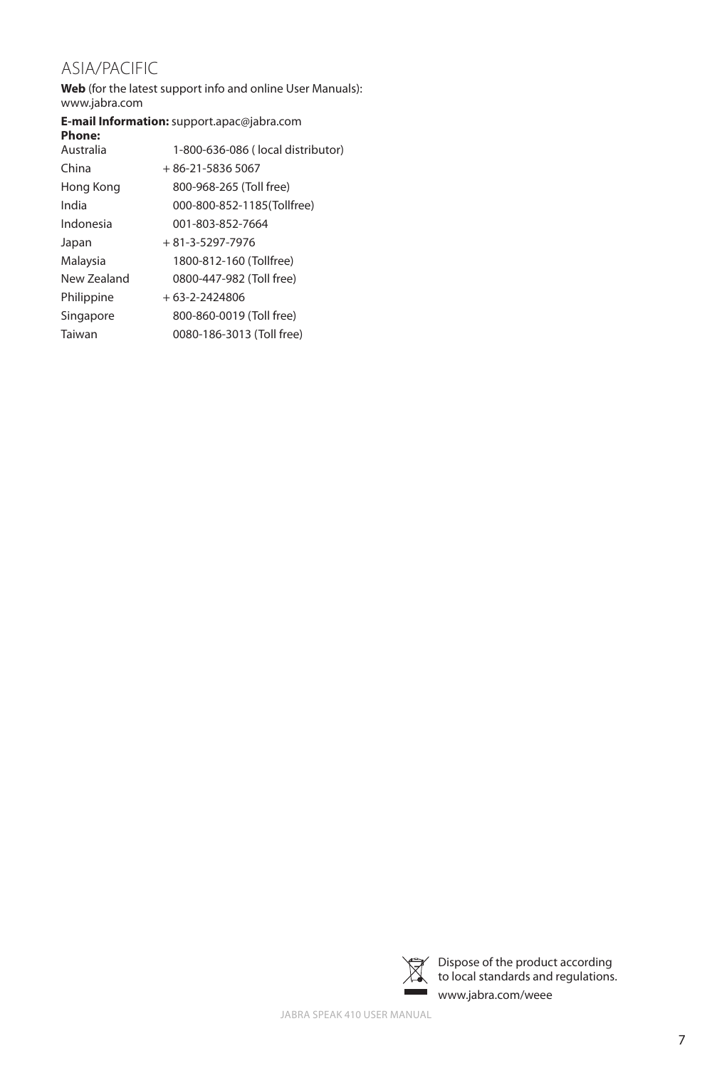## ASIA/PACIFIC

**Web** (for the latest support info and online User Manuals):
www.jabra.com

**E-mail Information:** support.apac@jabra.com

**Phone:**

| | |
|---|---|
| Australia | 1-800-636-086 ( local distributor) |
| China | + 86-21-5836 5067 |
| Hong Kong | 800-968-265 (Toll free) |
| India | 000-800-852-1185(Tollfree) |
| Indonesia | 001-803-852-7664 |
| Japan | + 81-3-5297-7976 |
| Malaysia | 1800-812-160 (Tollfree) |
| New Zealand | 0800-447-982 (Toll free) |
| Philippine | + 63-2-2424806 |
| Singapore | 800-860-0019 (Toll free) |
| Taiwan | 0080-186-3013 (Toll free) |

Dispose of the product according to local standards and regulations.
www.jabra.com/weee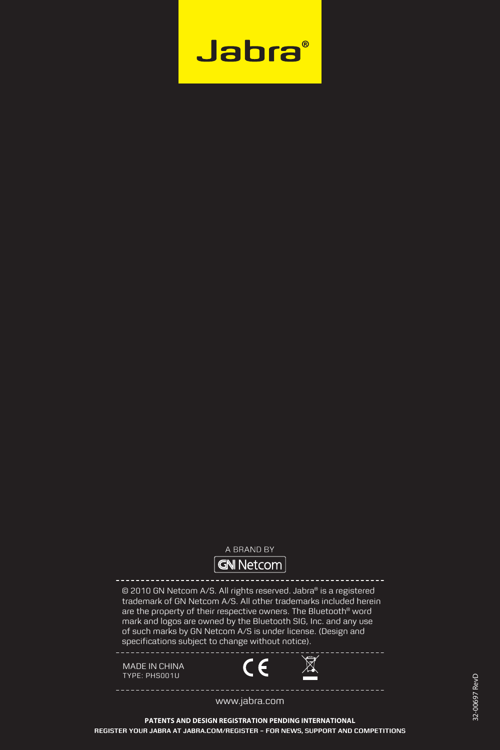Jabra®

A BRAND BY

GN Netcom

© 2010 GN Netcom A/S. All rights reserved. Jabra® is a registered trademark of GN Netcom A/S. All other trademarks included herein are the property of their respective owners. The Bluetooth® word mark and logos are owned by the Bluetooth SIG, Inc. and any use of such marks by GN Netcom A/S is under license. (Design and specifications subject to change without notice).

MADE IN CHINA
TYPE: PHS001U

CE

www.jabra.com

**PATENTS AND DESIGN REGISTRATION PENDING INTERNATIONAL**

**REGISTER YOUR JABRA AT JABRA.COM/REGISTER – FOR NEWS, SUPPORT AND COMPETITIONS**

32-00697 RevD